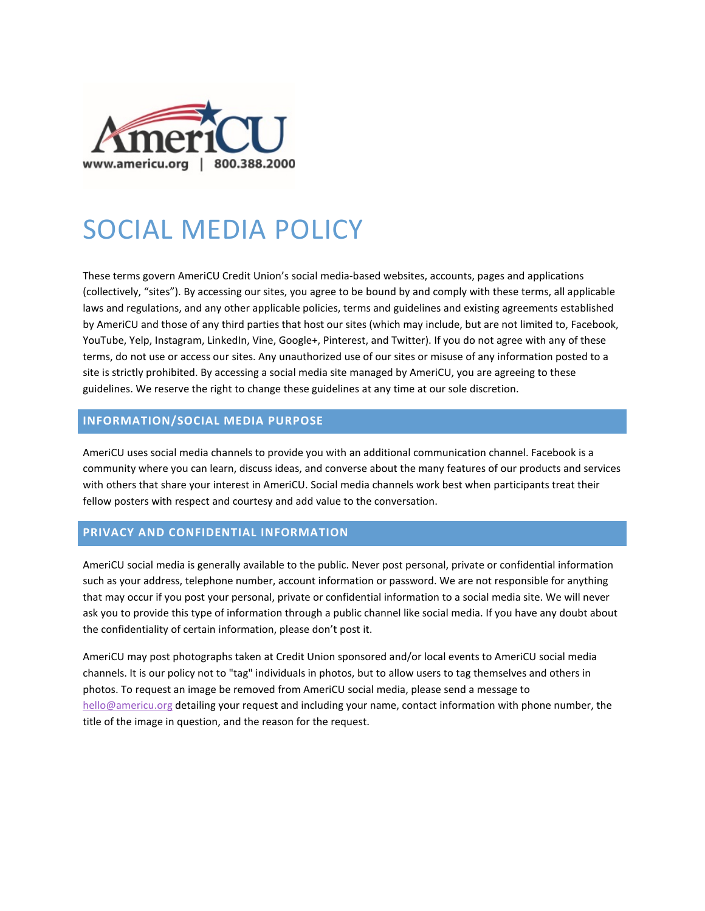AmeriCU

www.americu.org | 800.388.2000

# SOCIAL MEDIA POLICY

These terms govern AmeriCU Credit Union's social media-based websites, accounts, pages and applications (collectively, "sites"). By accessing our sites, you agree to be bound by and comply with these terms, all applicable laws and regulations, and any other applicable policies, terms and guidelines and existing agreements established by AmeriCU and those of any third parties that host our sites (which may include, but are not limited to, Facebook, YouTube, Yelp, Instagram, LinkedIn, Vine, Google+, Pinterest, and Twitter). If you do not agree with any of these terms, do not use or access our sites. Any unauthorized use of our sites or misuse of any information posted to a site is strictly prohibited. By accessing a social media site managed by AmeriCU, you are agreeing to these guidelines. We reserve the right to change these guidelines at any time at our sole discretion.

## INFORMATION/SOCIAL MEDIA PURPOSE

AmeriCU uses social media channels to provide you with an additional communication channel. Facebook is a community where you can learn, discuss ideas, and converse about the many features of our products and services with others that share your interest in AmeriCU. Social media channels work best when participants treat their fellow posters with respect and courtesy and add value to the conversation.

## PRIVACY AND CONFIDENTIAL INFORMATION

AmeriCU social media is generally available to the public. Never post personal, private or confidential information such as your address, telephone number, account information or password. We are not responsible for anything that may occur if you post your personal, private or confidential information to a social media site. We will never ask you to provide this type of information through a public channel like social media. If you have any doubt about the confidentiality of certain information, please don't post it.

AmeriCU may post photographs taken at Credit Union sponsored and/or local events to AmeriCU social media channels. It is our policy not to "tag" individuals in photos, but to allow users to tag themselves and others in photos. To request an image be removed from AmeriCU social media, please send a message to hello@americu.org detailing your request and including your name, contact information with phone number, the title of the image in question, and the reason for the request.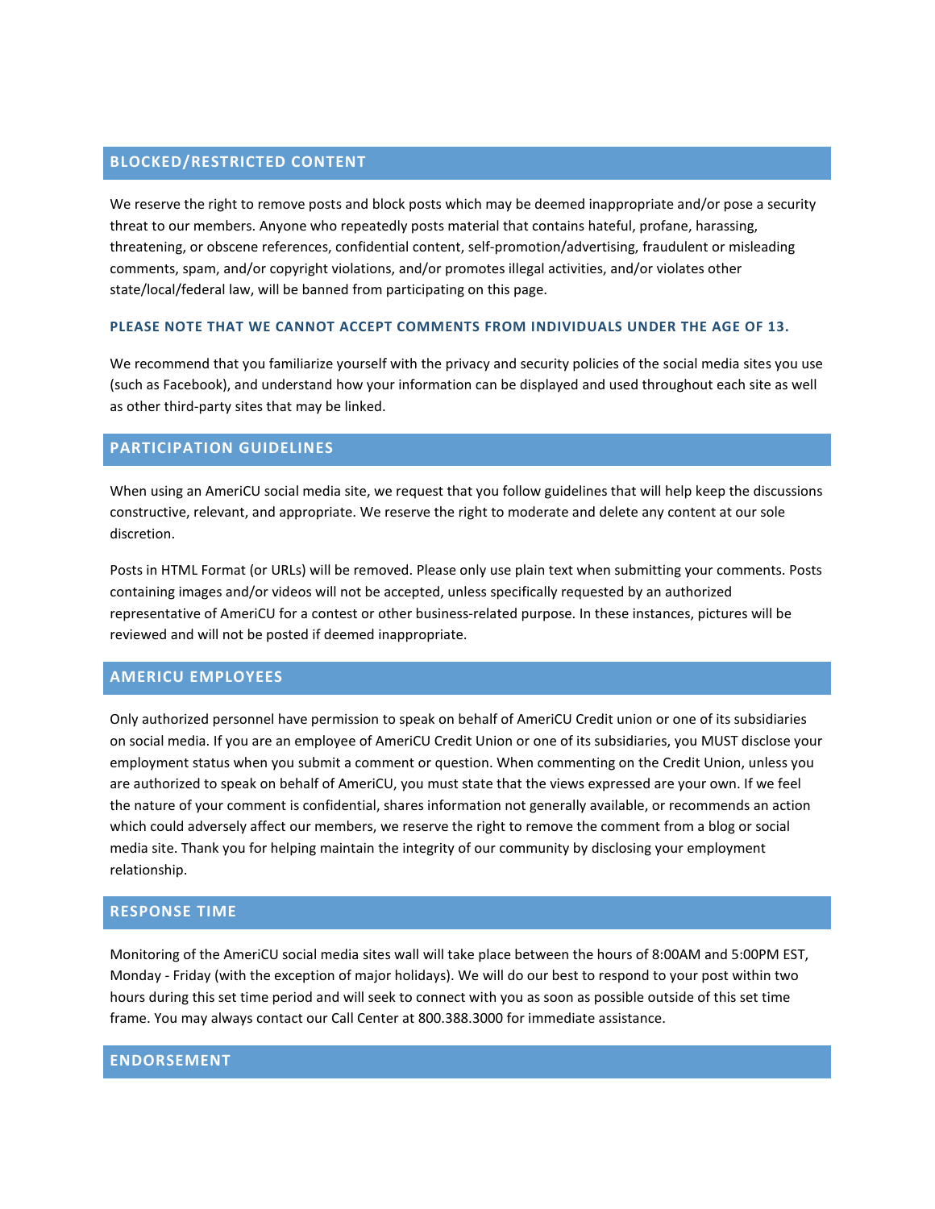## BLOCKED/RESTRICTED CONTENT

We reserve the right to remove posts and block posts which may be deemed inappropriate and/or pose a security threat to our members. Anyone who repeatedly posts material that contains hateful, profane, harassing, threatening, or obscene references, confidential content, self-promotion/advertising, fraudulent or misleading comments, spam, and/or copyright violations, and/or promotes illegal activities, and/or violates other state/local/federal law, will be banned from participating on this page.

**PLEASE NOTE THAT WE CANNOT ACCEPT COMMENTS FROM INDIVIDUALS UNDER THE AGE OF 13.**

We recommend that you familiarize yourself with the privacy and security policies of the social media sites you use (such as Facebook), and understand how your information can be displayed and used throughout each site as well as other third-party sites that may be linked.

## PARTICIPATION GUIDELINES

When using an AmeriCU social media site, we request that you follow guidelines that will help keep the discussions constructive, relevant, and appropriate. We reserve the right to moderate and delete any content at our sole discretion.

Posts in HTML Format (or URLs) will be removed. Please only use plain text when submitting your comments. Posts containing images and/or videos will not be accepted, unless specifically requested by an authorized representative of AmeriCU for a contest or other business-related purpose. In these instances, pictures will be reviewed and will not be posted if deemed inappropriate.

## AMERICU EMPLOYEES

Only authorized personnel have permission to speak on behalf of AmeriCU Credit union or one of its subsidiaries on social media. If you are an employee of AmeriCU Credit Union or one of its subsidiaries, you MUST disclose your employment status when you submit a comment or question. When commenting on the Credit Union, unless you are authorized to speak on behalf of AmeriCU, you must state that the views expressed are your own. If we feel the nature of your comment is confidential, shares information not generally available, or recommends an action which could adversely affect our members, we reserve the right to remove the comment from a blog or social media site. Thank you for helping maintain the integrity of our community by disclosing your employment relationship.

## RESPONSE TIME

Monitoring of the AmeriCU social media sites wall will take place between the hours of 8:00AM and 5:00PM EST, Monday - Friday (with the exception of major holidays). We will do our best to respond to your post within two hours during this set time period and will seek to connect with you as soon as possible outside of this set time frame. You may always contact our Call Center at 800.388.3000 for immediate assistance.

## ENDORSEMENT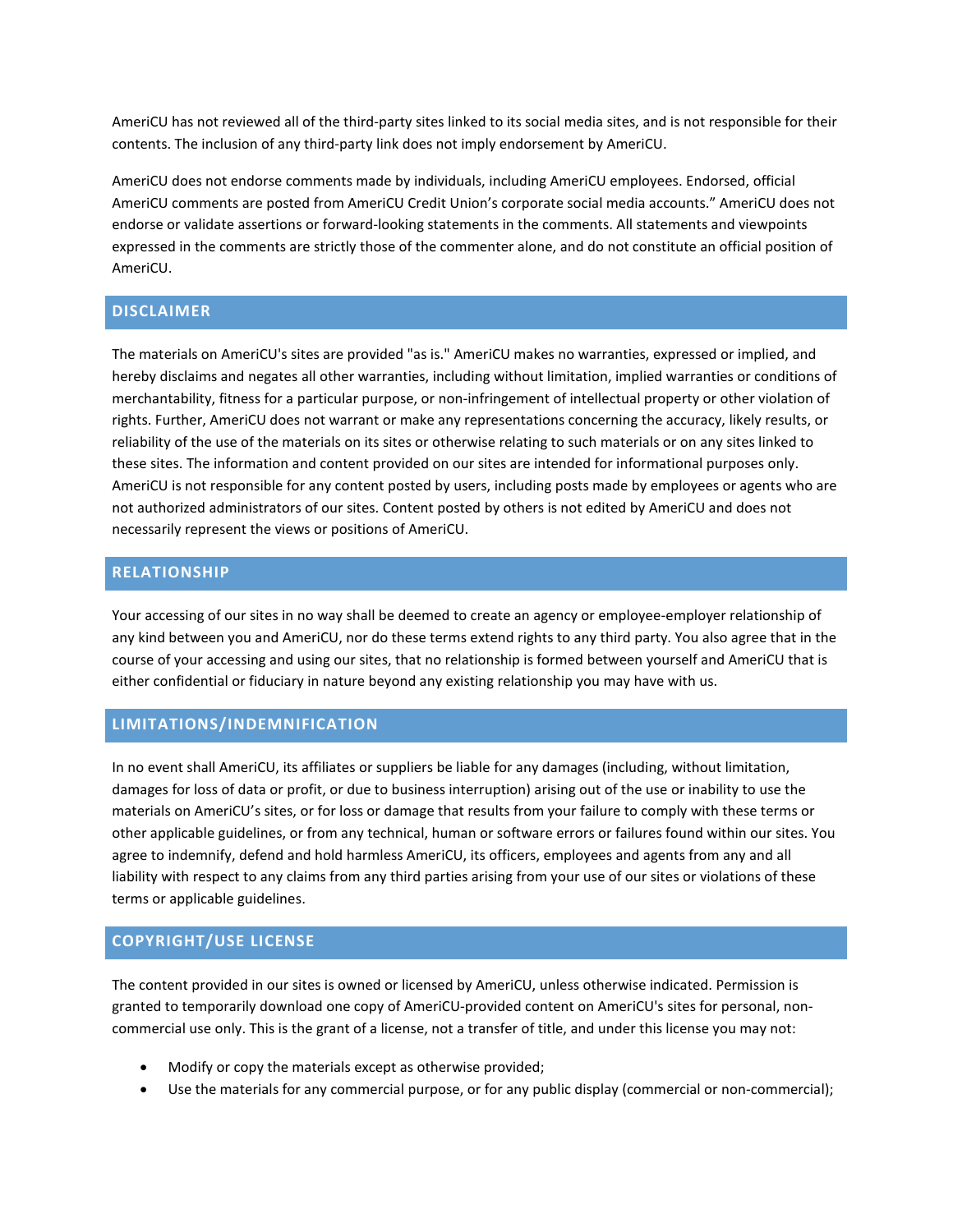AmeriCU has not reviewed all of the third-party sites linked to its social media sites, and is not responsible for their contents. The inclusion of any third-party link does not imply endorsement by AmeriCU.

AmeriCU does not endorse comments made by individuals, including AmeriCU employees. Endorsed, official AmeriCU comments are posted from AmeriCU Credit Union's corporate social media accounts." AmeriCU does not endorse or validate assertions or forward-looking statements in the comments. All statements and viewpoints expressed in the comments are strictly those of the commenter alone, and do not constitute an official position of AmeriCU.

## DISCLAIMER

The materials on AmeriCU's sites are provided "as is." AmeriCU makes no warranties, expressed or implied, and hereby disclaims and negates all other warranties, including without limitation, implied warranties or conditions of merchantability, fitness for a particular purpose, or non-infringement of intellectual property or other violation of rights. Further, AmeriCU does not warrant or make any representations concerning the accuracy, likely results, or reliability of the use of the materials on its sites or otherwise relating to such materials or on any sites linked to these sites. The information and content provided on our sites are intended for informational purposes only. AmeriCU is not responsible for any content posted by users, including posts made by employees or agents who are not authorized administrators of our sites. Content posted by others is not edited by AmeriCU and does not necessarily represent the views or positions of AmeriCU.

## RELATIONSHIP

Your accessing of our sites in no way shall be deemed to create an agency or employee-employer relationship of any kind between you and AmeriCU, nor do these terms extend rights to any third party. You also agree that in the course of your accessing and using our sites, that no relationship is formed between yourself and AmeriCU that is either confidential or fiduciary in nature beyond any existing relationship you may have with us.

## LIMITATIONS/INDEMNIFICATION

In no event shall AmeriCU, its affiliates or suppliers be liable for any damages (including, without limitation, damages for loss of data or profit, or due to business interruption) arising out of the use or inability to use the materials on AmeriCU's sites, or for loss or damage that results from your failure to comply with these terms or other applicable guidelines, or from any technical, human or software errors or failures found within our sites. You agree to indemnify, defend and hold harmless AmeriCU, its officers, employees and agents from any and all liability with respect to any claims from any third parties arising from your use of our sites or violations of these terms or applicable guidelines.

## COPYRIGHT/USE LICENSE

The content provided in our sites is owned or licensed by AmeriCU, unless otherwise indicated. Permission is granted to temporarily download one copy of AmeriCU-provided content on AmeriCU's sites for personal, non-commercial use only. This is the grant of a license, not a transfer of title, and under this license you may not:

- Modify or copy the materials except as otherwise provided;
- Use the materials for any commercial purpose, or for any public display (commercial or non-commercial);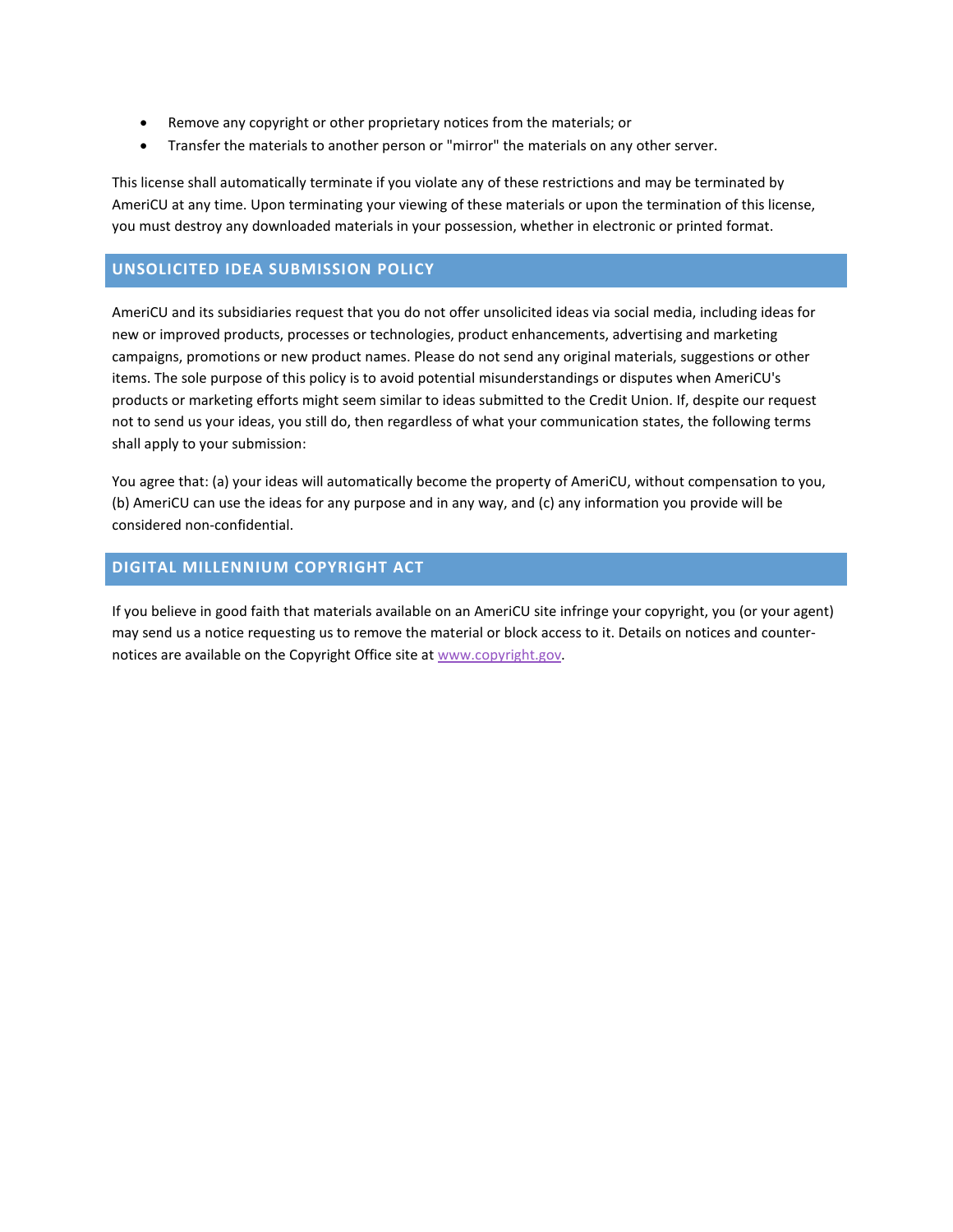- Remove any copyright or other proprietary notices from the materials; or
- Transfer the materials to another person or "mirror" the materials on any other server.

This license shall automatically terminate if you violate any of these restrictions and may be terminated by AmeriCU at any time. Upon terminating your viewing of these materials or upon the termination of this license, you must destroy any downloaded materials in your possession, whether in electronic or printed format.

## UNSOLICITED IDEA SUBMISSION POLICY

AmeriCU and its subsidiaries request that you do not offer unsolicited ideas via social media, including ideas for new or improved products, processes or technologies, product enhancements, advertising and marketing campaigns, promotions or new product names. Please do not send any original materials, suggestions or other items. The sole purpose of this policy is to avoid potential misunderstandings or disputes when AmeriCU's products or marketing efforts might seem similar to ideas submitted to the Credit Union. If, despite our request not to send us your ideas, you still do, then regardless of what your communication states, the following terms shall apply to your submission:

You agree that: (a) your ideas will automatically become the property of AmeriCU, without compensation to you, (b) AmeriCU can use the ideas for any purpose and in any way, and (c) any information you provide will be considered non-confidential.

## DIGITAL MILLENNIUM COPYRIGHT ACT

If you believe in good faith that materials available on an AmeriCU site infringe your copyright, you (or your agent) may send us a notice requesting us to remove the material or block access to it. Details on notices and counter-notices are available on the Copyright Office site at [www.copyright.gov](http://www.copyright.gov).